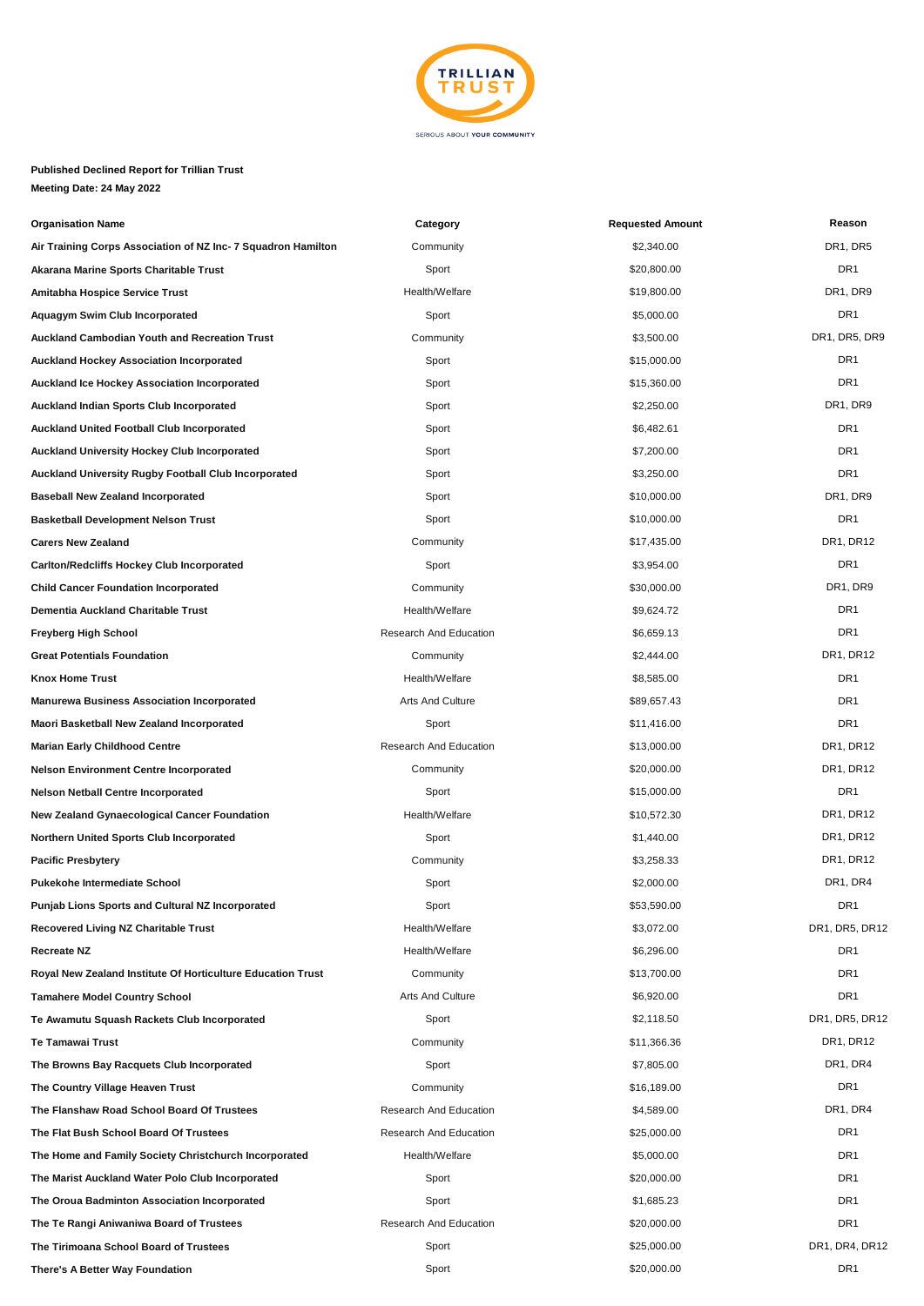**Published Declined Report for Trillian Trust**
**Meeting Date: 24 May 2022**

| Organisation Name | Category | Requested Amount | Reason |
|---|---|---|---|
| Air Training Corps Association of NZ Inc- 7 Squadron Hamilton | Community | $2,340.00 | DR1, DR5 |
| Akarana Marine Sports Charitable Trust | Sport | $20,800.00 | DR1 |
| Amitabha Hospice Service Trust | Health/Welfare | $19,800.00 | DR1, DR9 |
| Aquagym Swim Club Incorporated | Sport | $5,000.00 | DR1 |
| Auckland Cambodian Youth and Recreation Trust | Community | $3,500.00 | DR1, DR5, DR9 |
| Auckland Hockey Association Incorporated | Sport | $15,000.00 | DR1 |
| Auckland Ice Hockey Association Incorporated | Sport | $15,360.00 | DR1 |
| Auckland Indian Sports Club Incorporated | Sport | $2,250.00 | DR1, DR9 |
| Auckland United Football Club Incorporated | Sport | $6,482.61 | DR1 |
| Auckland University Hockey Club Incorporated | Sport | $7,200.00 | DR1 |
| Auckland University Rugby Football Club Incorporated | Sport | $3,250.00 | DR1 |
| Baseball New Zealand Incorporated | Sport | $10,000.00 | DR1, DR9 |
| Basketball Development Nelson Trust | Sport | $10,000.00 | DR1 |
| Carers New Zealand | Community | $17,435.00 | DR1, DR12 |
| Carlton/Redcliffs Hockey Club Incorporated | Sport | $3,954.00 | DR1 |
| Child Cancer Foundation Incorporated | Community | $30,000.00 | DR1, DR9 |
| Dementia Auckland Charitable Trust | Health/Welfare | $9,624.72 | DR1 |
| Freyberg High School | Research And Education | $6,659.13 | DR1 |
| Great Potentials Foundation | Community | $2,444.00 | DR1, DR12 |
| Knox Home Trust | Health/Welfare | $8,585.00 | DR1 |
| Manurewa Business Association Incorporated | Arts And Culture | $89,657.43 | DR1 |
| Maori Basketball New Zealand Incorporated | Sport | $11,416.00 | DR1 |
| Marian Early Childhood Centre | Research And Education | $13,000.00 | DR1, DR12 |
| Nelson Environment Centre Incorporated | Community | $20,000.00 | DR1, DR12 |
| Nelson Netball Centre Incorporated | Sport | $15,000.00 | DR1 |
| New Zealand Gynaecological Cancer Foundation | Health/Welfare | $10,572.30 | DR1, DR12 |
| Northern United Sports Club Incorporated | Sport | $1,440.00 | DR1, DR12 |
| Pacific Presbytery | Community | $3,258.33 | DR1, DR12 |
| Pukekohe Intermediate School | Sport | $2,000.00 | DR1, DR4 |
| Punjab Lions Sports and Cultural NZ Incorporated | Sport | $53,590.00 | DR1 |
| Recovered Living NZ Charitable Trust | Health/Welfare | $3,072.00 | DR1, DR5, DR12 |
| Recreate NZ | Health/Welfare | $6,296.00 | DR1 |
| Royal New Zealand Institute Of Horticulture Education Trust | Community | $13,700.00 | DR1 |
| Tamahere Model Country School | Arts And Culture | $6,920.00 | DR1 |
| Te Awamutu Squash Rackets Club Incorporated | Sport | $2,118.50 | DR1, DR5, DR12 |
| Te Tamawai Trust | Community | $11,366.36 | DR1, DR12 |
| The Browns Bay Racquets Club Incorporated | Sport | $7,805.00 | DR1, DR4 |
| The Country Village Heaven Trust | Community | $16,189.00 | DR1 |
| The Flanshaw Road School Board Of Trustees | Research And Education | $4,589.00 | DR1, DR4 |
| The Flat Bush School Board Of Trustees | Research And Education | $25,000.00 | DR1 |
| The Home and Family Society Christchurch Incorporated | Health/Welfare | $5,000.00 | DR1 |
| The Marist Auckland Water Polo Club Incorporated | Sport | $20,000.00 | DR1 |
| The Oroua Badminton Association Incorporated | Sport | $1,685.23 | DR1 |
| The Te Rangi Aniwaniwa Board of Trustees | Research And Education | $20,000.00 | DR1 |
| The Tirimoana School Board of Trustees | Sport | $25,000.00 | DR1, DR4, DR12 |
| There's A Better Way Foundation | Sport | $20,000.00 | DR1 |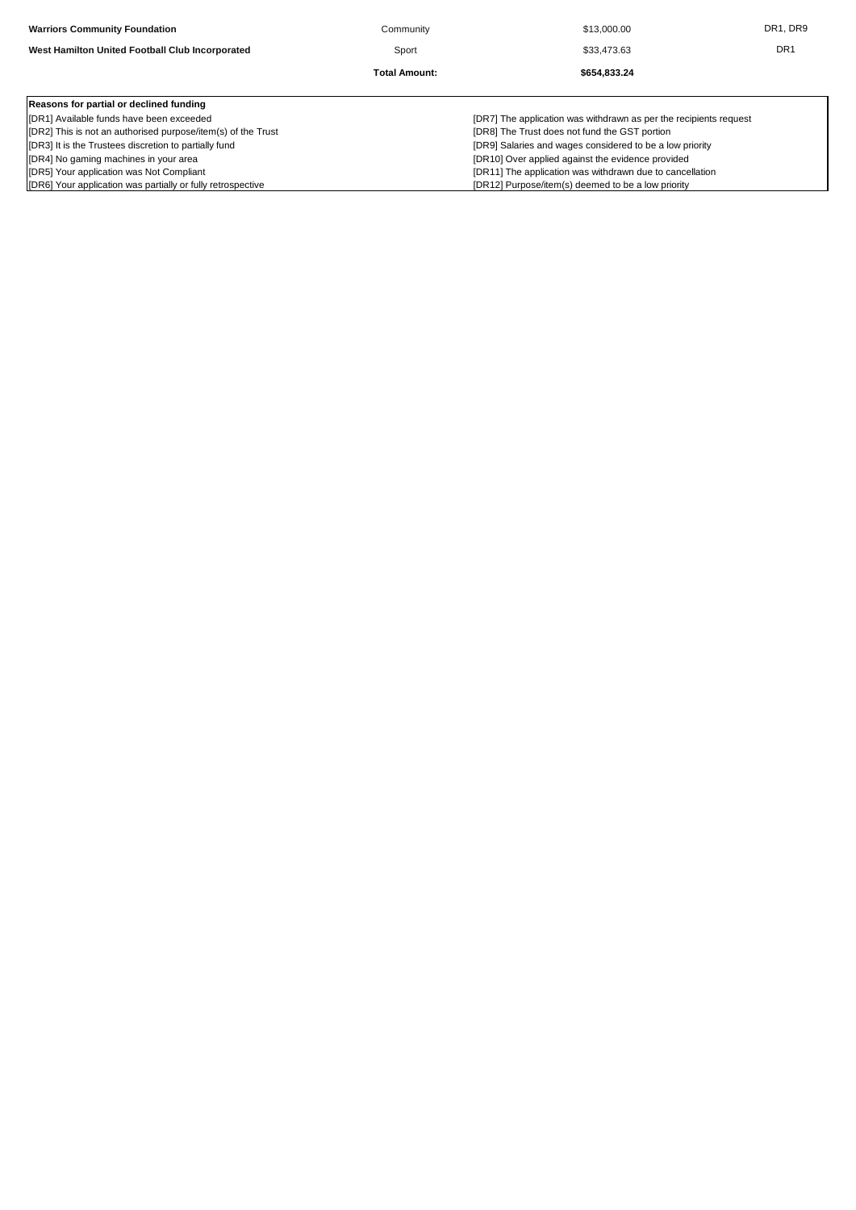| | | | |
|---|---|---|---|
| **Warriors Community Foundation** | Community | $13,000.00 | DR1, DR9 |
| **West Hamilton United Football Club Incorporated** | Sport | $33,473.63 | DR1 |
| | **Total Amount:** | **$654,833.24** | |

**Reasons for partial or declined funding**

[DR1] Available funds have been exceeded
[DR2] This is not an authorised purpose/item(s) of the Trust
[DR3] It is the Trustees discretion to partially fund
[DR4] No gaming machines in your area
[DR5] Your application was Not Compliant
[DR6] Your application was partially or fully retrospective
[DR7] The application was withdrawn as per the recipients request
[DR8] The Trust does not fund the GST portion
[DR9] Salaries and wages considered to be a low priority
[DR10] Over applied against the evidence provided
[DR11] The application was withdrawn due to cancellation
[DR12] Purpose/item(s) deemed to be a low priority